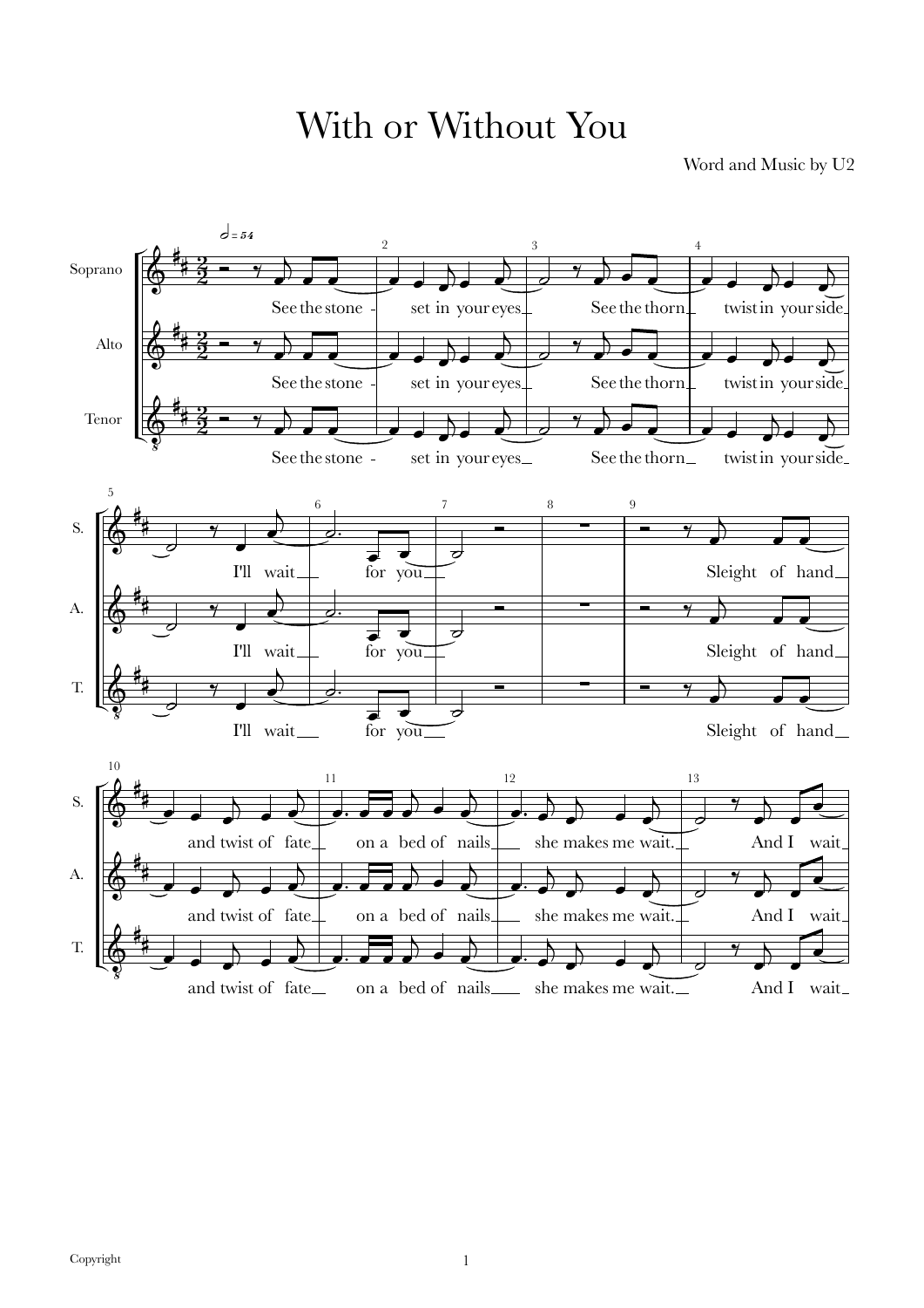# With or Without You

Word and Music by U2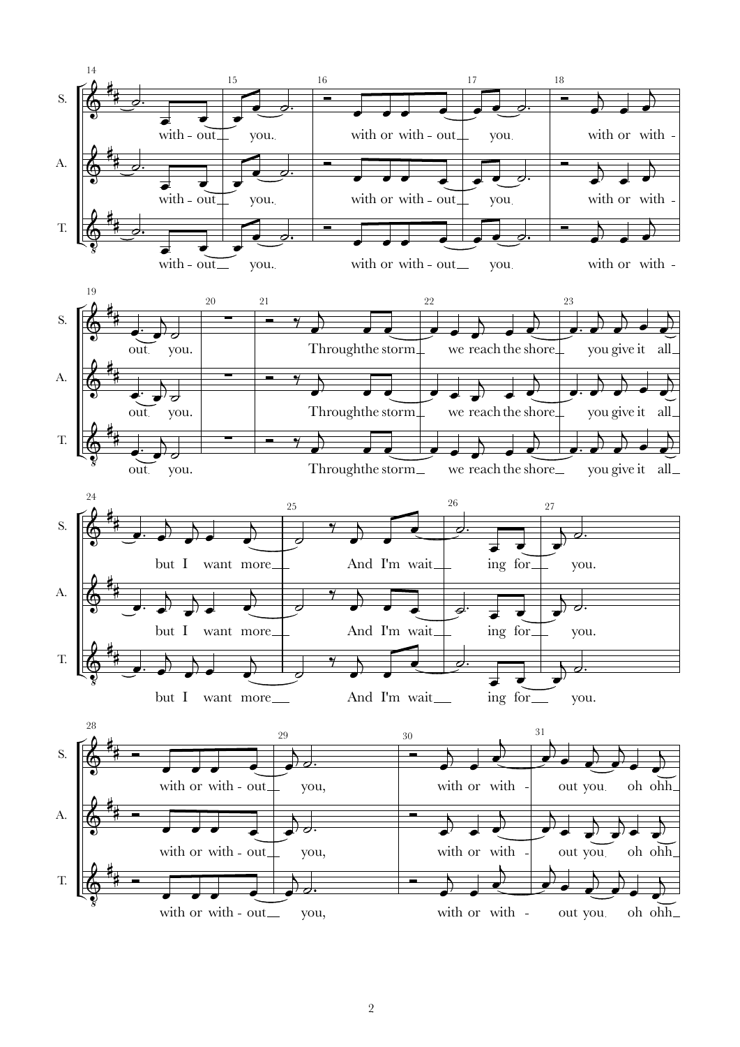S. with - out you.. with or with - out you. with or with -

A. with - out you.. with or with - out you. with or with -

T. with - out you.. with or with - out you. with or with -

S. out. you. Through the storm we reach the shore you give it all

A. out. you. Through the storm we reach the shore you give it all

T. out. you. Through the storm we reach the shore you give it all

S. but I want more And I'm wait ing for you.

A. but I want more And I'm wait ing for you.

T. but I want more And I'm wait ing for you.

S. with or with - out you, with or with - out you. oh ohh

A. with or with - out you, with or with - out you. oh ohh

T. with or with - out you, with or with - out you. oh ohh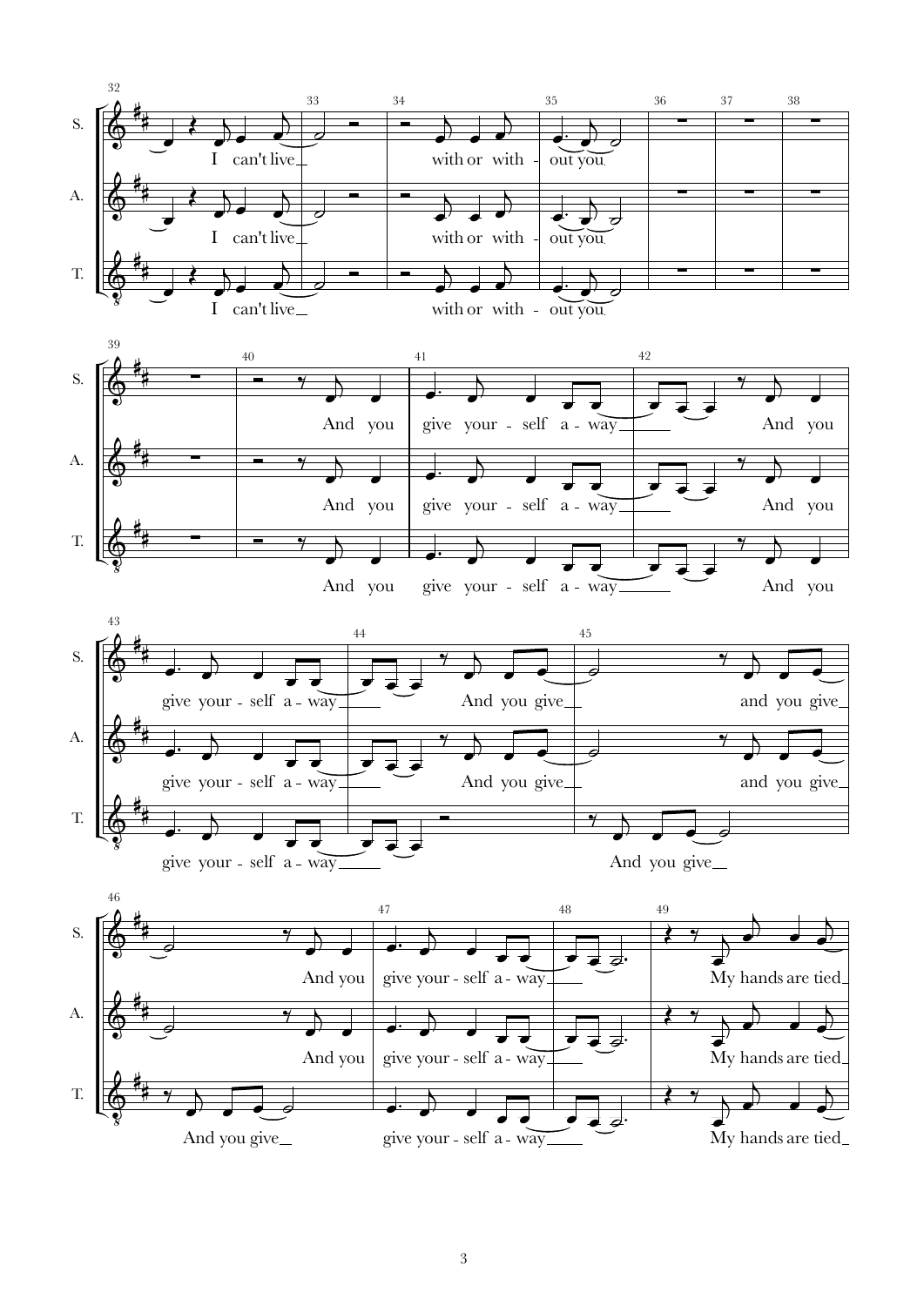S. I can't live with or with - out you.

A. I can't live with or with - out you.

T. I can't live with or with - out you.

S. And you give your - self a - way And you

A. And you give your - self a - way And you

T. And you give your - self a - way And you

S. give your - self a - way And you give and you give

A. give your - self a - way And you give and you give

T. give your - self a - way And you give

S. And you give your - self a - way My hands are tied

A. And you give your - self a - way My hands are tied

T. And you give give your - self a - way My hands are tied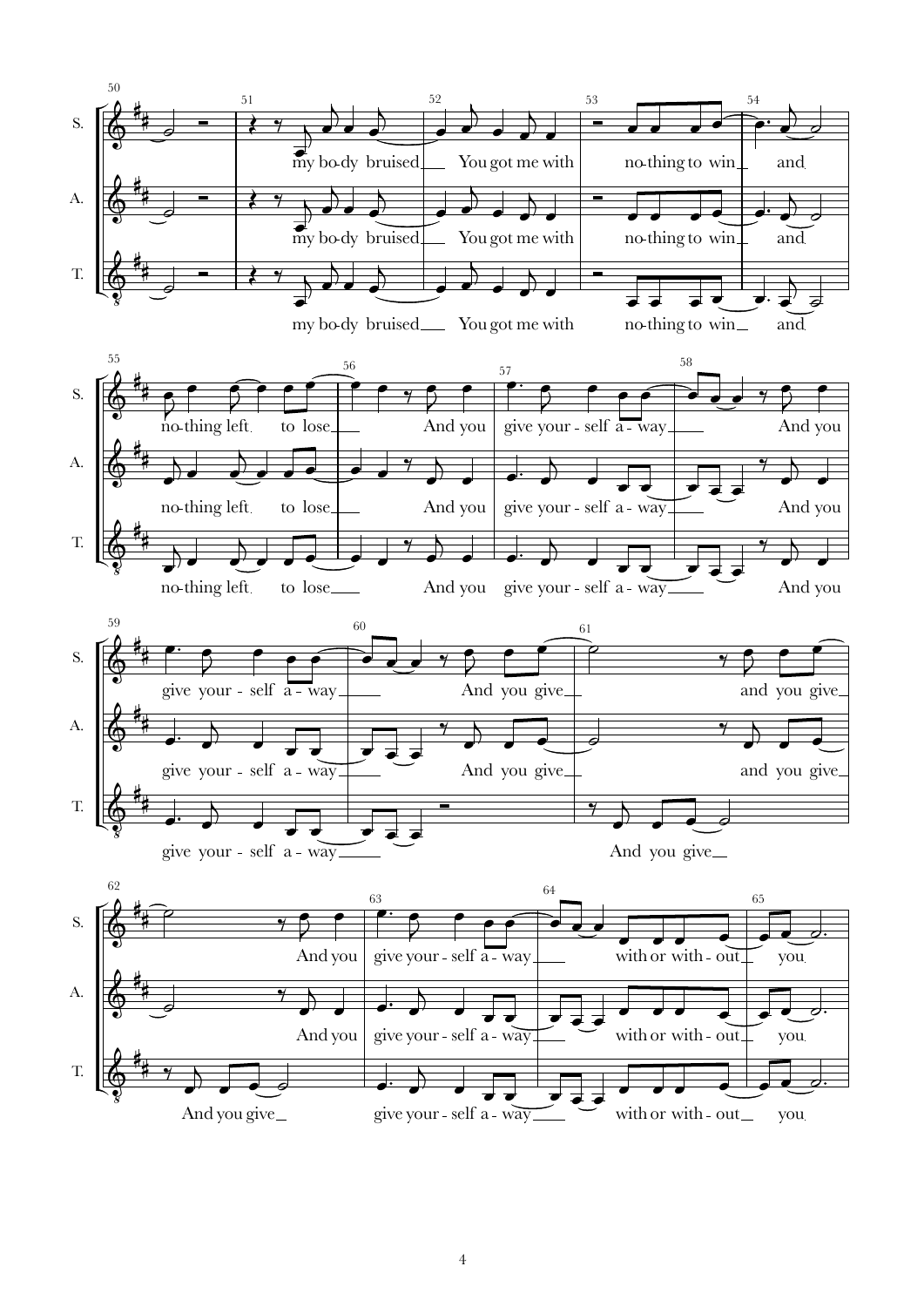**S.** my bo-dy bruised ___ You got me with no-thing to win ___ and no-thing left to lose ___ And you give your - self a - way ___ And you give your - self a - way ___ And you give ___ and you give ___ And you give your - self a - way ___ with or with - out ___ you

**A.** my bo-dy bruised ___ You got me with no-thing to win ___ and no-thing left to lose ___ And you give your - self a - way ___ And you give your - self a - way ___ And you give ___ and you give ___ And you give your - self a - way ___ with or with - out ___ you

**T.** my bo-dy bruised ___ You got me with no-thing to win ___ and no-thing left to lose ___ And you give your - self a - way ___ And you give your - self a - way ___ And you give ___ And you give ___ give your - self a - way ___ with or with - out ___ you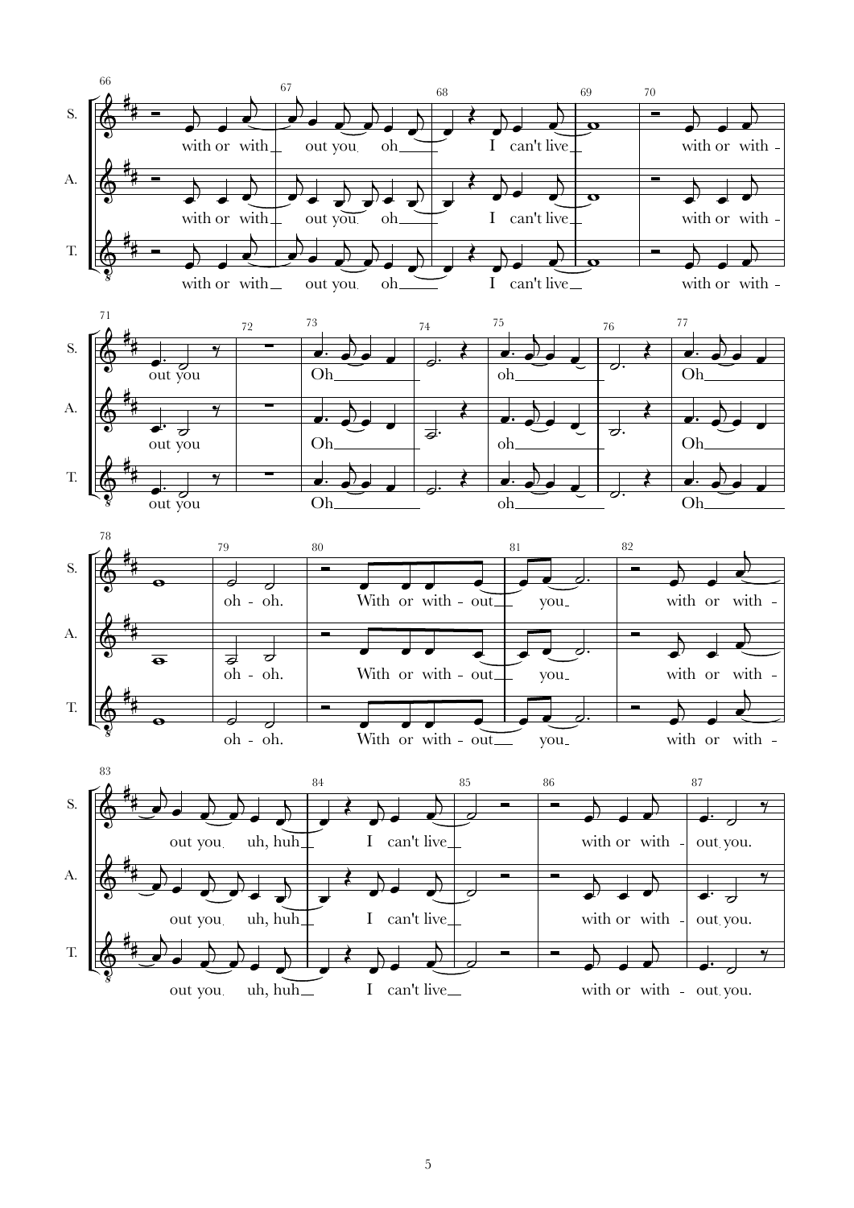S.
with or with_ out you, oh_ I can't live_ with or with - out you

A.
with or with_ out you, oh_ I can't live_ with or with - out you

T.
with or with_ out you, oh_ I can't live_ with or with - out you

S.
Oh_ oh_ Oh_ oh - oh. With or with - out_ you_ with or with - out you, uh, huh_ I can't live_ with or with - out you.

A.
Oh_ oh_ Oh_ oh - oh. With or with - out_ you_ with or with - out you, uh, huh_ I can't live_ with or with - out you.

T.
Oh_ oh_ Oh_ oh - oh. With or with - out_ you_ with or with - out you, uh, huh_ I can't live_ with or with - out you.